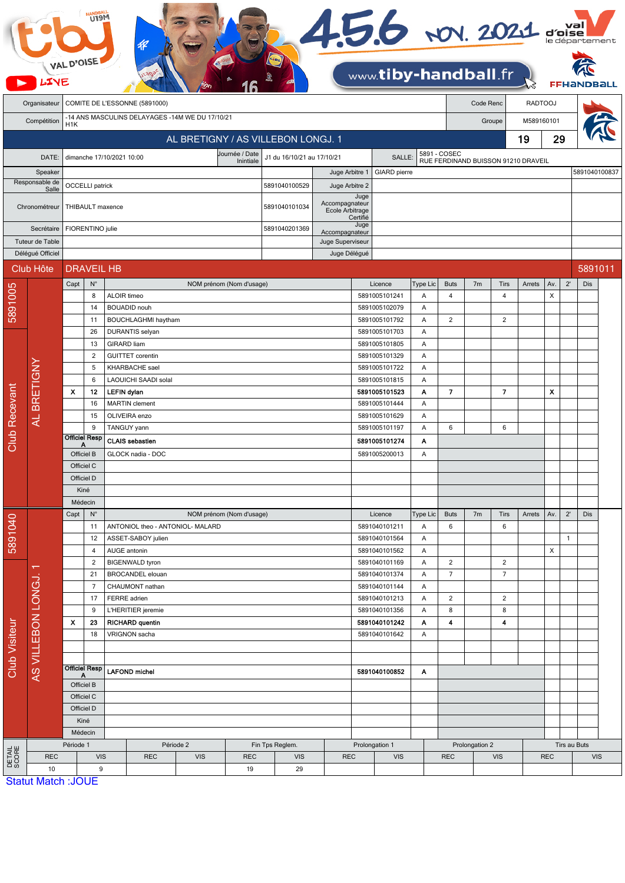tiby U19M HANDBALL VAL D'OISE LIVE — 4.5.6 NOV. 2021 — www.tiby-handball.fr — val d'oise le département — FFHANDBALL

| | | | |
|---|---|---|---|
| Organisateur | COMITE DE L'ESSONNE (5891000) | Code Renc | RADTOOJ |
| Compétition | -14 ANS MASCULINS DELAYAGES -14M WE DU 17/10/21 H1K | Groupe | M589160101 |

## AL BRETIGNY / AS VILLEBON LONGJ. 1 — 19 — 29

| | | | | | |
|---|---|---|---|---|---|
| DATE: | dimanche 17/10/2021 10:00 | Journée / Date Inintiale | J1 du 16/10/21 au 17/10/21 | SALLE: | 5891 - COSEC RUE FERDINAND BUISSON 91210 DRAVEIL |

| | | | | | |
|---|---|---|---|---|---|
| Speaker | | | Juge Arbitre 1 | GIARD pierre | 5891040100837 |
| Responsable de Salle | OCCELLI patrick | 5891040100529 | Juge Arbitre 2 | | |
| Chronométreur | THIBAULT maxence | 5891040101034 | Juge Accompagnateur Ecole Arbitrage Certifié | | |
| Secrétaire | FIORENTINO julie | 5891040201369 | Juge Accompagnateur | | |
| Tuteur de Table | | | Juge Superviseur | | |
| Délégué Officiel | | | Juge Délégué | | |

**Club Hôte: DRAVEIL HB — 5891011**

### Club Recevant — AL BRETIGNY — 5891005

| Capt | N° | NOM prénom (Nom d'usage) | Licence | Type Lic | Buts | 7m | Tirs | Arrets | Av. | 2' | Dis |
|---|---|---|---|---|---|---|---|---|---|---|---|
| | 8 | ALOIR timeo | 5891005101241 | A | 4 | | 4 | | X | | |
| | 14 | BOUADID nouh | 5891005102079 | A | | | | | | | |
| | 11 | BOUCHLAGHMI haytham | 5891005101792 | A | 2 | | 2 | | | | |
| | 26 | DURANTIS selyan | 5891005101703 | A | | | | | | | |
| | 13 | GIRARD liam | 5891005101805 | A | | | | | | | |
| | 2 | GUITTET corentin | 5891005101329 | A | | | | | | | |
| | 5 | KHARBACHE sael | 5891005101722 | A | | | | | | | |
| | 6 | LAOUICHI SAADI solal | 5891005101815 | A | | | | | | | |
| X | 12 | **LEFIN dylan** | **5891005101523** | **A** | **7** | | **7** | | **X** | | |
| | 16 | MARTIN clement | 5891005101444 | A | | | | | | | |
| | 15 | OLIVEIRA enzo | 5891005101629 | A | | | | | | | |
| | 9 | TANGUY yann | 5891005101197 | A | 6 | | 6 | | | | |
| Officiel Resp A | | **CLAIS sebastien** | **5891005101274** | **A** | | | | | | | |
| Officiel B | | GLOCK nadia - DOC | 5891005200013 | A | | | | | | | |
| Officiel C | | | | | | | | | | | |
| Officiel D | | | | | | | | | | | |
| Kiné | | | | | | | | | | | |
| Médecin | | | | | | | | | | | |

### Club Visiteur — AS VILLEBON LONGJ. 1 — 5891040

| Capt | N° | NOM prénom (Nom d'usage) | Licence | Type Lic | Buts | 7m | Tirs | Arrets | Av. | 2' | Dis |
|---|---|---|---|---|---|---|---|---|---|---|---|
| | 11 | ANTONIOL theo - ANTONIOL- MALARD | 5891040101211 | A | 6 | | 6 | | | | |
| | 12 | ASSET-SABOY julien | 5891040101564 | A | | | | | | 1 | |
| | 4 | AUGE antonin | 5891040101562 | A | | | | | X | | |
| | 2 | BIGENWALD tyron | 5891040101169 | A | 2 | | 2 | | | | |
| | 21 | BROCANDEL elouan | 5891040101374 | A | 7 | | 7 | | | | |
| | 7 | CHAUMONT nathan | 5891040101144 | A | | | | | | | |
| | 17 | FERRE adrien | 5891040101213 | A | 2 | | 2 | | | | |
| | 9 | L'HERITIER jeremie | 5891040101356 | A | 8 | | 8 | | | | |
| X | 23 | **RICHARD quentin** | **5891040101242** | **A** | **4** | | **4** | | | | |
| | 18 | VRIGNON sacha | 5891040101642 | A | | | | | | | |
| | | | | | | | | | | | |
| | | | | | | | | | | | |
| Officiel Resp A | | **LAFOND michel** | **5891040100852** | **A** | | | | | | | |
| Officiel B | | | | | | | | | | | |
| Officiel C | | | | | | | | | | | |
| Officiel D | | | | | | | | | | | |
| Kiné | | | | | | | | | | | |
| Médecin | | | | | | | | | | | |

### DETAIL SCORE

| Période 1 | | Période 2 | | Fin Tps Reglem. | | Prolongation 1 | | Prolongation 2 | | Tirs au Buts | |
|---|---|---|---|---|---|---|---|---|---|---|---|
| REC | VIS | REC | VIS | REC | VIS | REC | VIS | REC | VIS | REC | VIS |
| 10 | 9 | | | 19 | 29 | | | | | | |

Statut Match :JOUE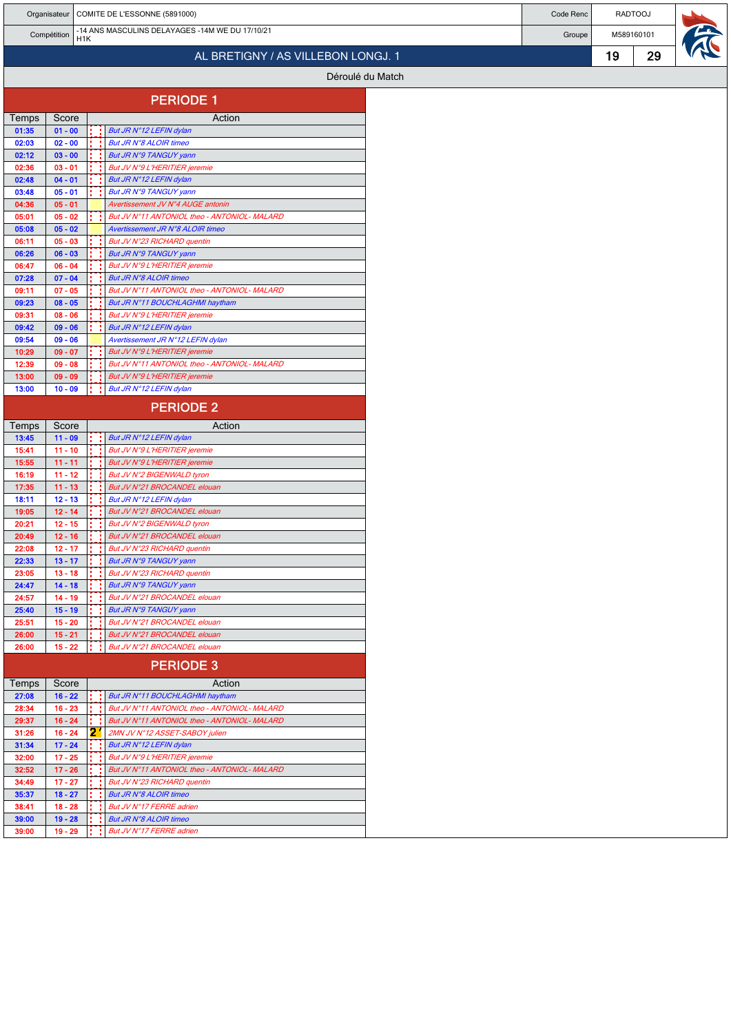| | | | |
|---|---|---|---|
| Organisateur | COMITE DE L'ESSONNE (5891000) | Code Renc | RADTOOJ |
| Compétition | -14 ANS MASCULINS DELAYAGES -14M WE DU 17/10/21 H1K | Groupe | M589160101 |

## AL BRETIGNY / AS VILLEBON LONGJ. 1 — 19 — 29

### Déroulé du Match

## PERIODE 1

| Temps | Score | Action |
|---|---|---|
| 01:35 | 01 - 00 | But JR N°12 LEFIN dylan |
| 02:03 | 02 - 00 | But JR N°8 ALOIR timeo |
| 02:12 | 03 - 00 | But JR N°9 TANGUY yann |
| 02:36 | 03 - 01 | But JV N°9 L'HERITIER jeremie |
| 02:48 | 04 - 01 | But JR N°12 LEFIN dylan |
| 03:48 | 05 - 01 | But JR N°9 TANGUY yann |
| 04:36 | 05 - 01 | Avertissement JV N°4 AUGE antonin |
| 05:01 | 05 - 02 | But JV N°11 ANTONIOL theo - ANTONIOL- MALARD |
| 05:08 | 05 - 02 | Avertissement JR N°8 ALOIR timeo |
| 06:11 | 05 - 03 | But JV N°23 RICHARD quentin |
| 06:26 | 06 - 03 | But JR N°9 TANGUY yann |
| 06:47 | 06 - 04 | But JV N°9 L'HERITIER jeremie |
| 07:28 | 07 - 04 | But JR N°8 ALOIR timeo |
| 09:11 | 07 - 05 | But JV N°11 ANTONIOL theo - ANTONIOL- MALARD |
| 09:23 | 08 - 05 | But JR N°11 BOUCHLAGHMI haytham |
| 09:31 | 08 - 06 | But JV N°9 L'HERITIER jeremie |
| 09:42 | 09 - 06 | But JR N°12 LEFIN dylan |
| 09:54 | 09 - 06 | Avertissement JR N°12 LEFIN dylan |
| 10:29 | 09 - 07 | But JV N°9 L'HERITIER jeremie |
| 12:39 | 09 - 08 | But JV N°11 ANTONIOL theo - ANTONIOL- MALARD |
| 13:00 | 09 - 09 | But JV N°9 L'HERITIER jeremie |
| 13:00 | 10 - 09 | But JR N°12 LEFIN dylan |

## PERIODE 2

| Temps | Score | Action |
|---|---|---|
| 13:45 | 11 - 09 | But JR N°12 LEFIN dylan |
| 15:41 | 11 - 10 | But JV N°9 L'HERITIER jeremie |
| 15:55 | 11 - 11 | But JV N°9 L'HERITIER jeremie |
| 16:19 | 11 - 12 | But JV N°2 BIGENWALD tyron |
| 17:35 | 11 - 13 | But JV N°21 BROCANDEL elouan |
| 18:11 | 12 - 13 | But JR N°12 LEFIN dylan |
| 19:05 | 12 - 14 | But JV N°21 BROCANDEL elouan |
| 20:21 | 12 - 15 | But JV N°2 BIGENWALD tyron |
| 20:49 | 12 - 16 | But JV N°21 BROCANDEL elouan |
| 22:08 | 12 - 17 | But JV N°23 RICHARD quentin |
| 22:33 | 13 - 17 | But JR N°9 TANGUY yann |
| 23:05 | 13 - 18 | But JV N°23 RICHARD quentin |
| 24:47 | 14 - 18 | But JR N°9 TANGUY yann |
| 24:57 | 14 - 19 | But JV N°21 BROCANDEL elouan |
| 25:40 | 15 - 19 | But JR N°9 TANGUY yann |
| 25:51 | 15 - 20 | But JV N°21 BROCANDEL elouan |
| 26:00 | 15 - 21 | But JV N°21 BROCANDEL elouan |
| 26:00 | 15 - 22 | But JV N°21 BROCANDEL elouan |

## PERIODE 3

| Temps | Score | Action |
|---|---|---|
| 27:08 | 16 - 22 | But JR N°11 BOUCHLAGHMI haytham |
| 28:34 | 16 - 23 | But JV N°11 ANTONIOL theo - ANTONIOL- MALARD |
| 29:37 | 16 - 24 | But JV N°11 ANTONIOL theo - ANTONIOL- MALARD |
| 31:26 | 16 - 24 | 2MN JV N°12 ASSET-SABOY julien |
| 31:34 | 17 - 24 | But JR N°12 LEFIN dylan |
| 32:00 | 17 - 25 | But JV N°9 L'HERITIER jeremie |
| 32:52 | 17 - 26 | But JV N°11 ANTONIOL theo - ANTONIOL- MALARD |
| 34:49 | 17 - 27 | But JV N°23 RICHARD quentin |
| 35:37 | 18 - 27 | But JR N°8 ALOIR timeo |
| 38:41 | 18 - 28 | But JV N°17 FERRE adrien |
| 39:00 | 19 - 28 | But JR N°8 ALOIR timeo |
| 39:00 | 19 - 29 | But JV N°17 FERRE adrien |